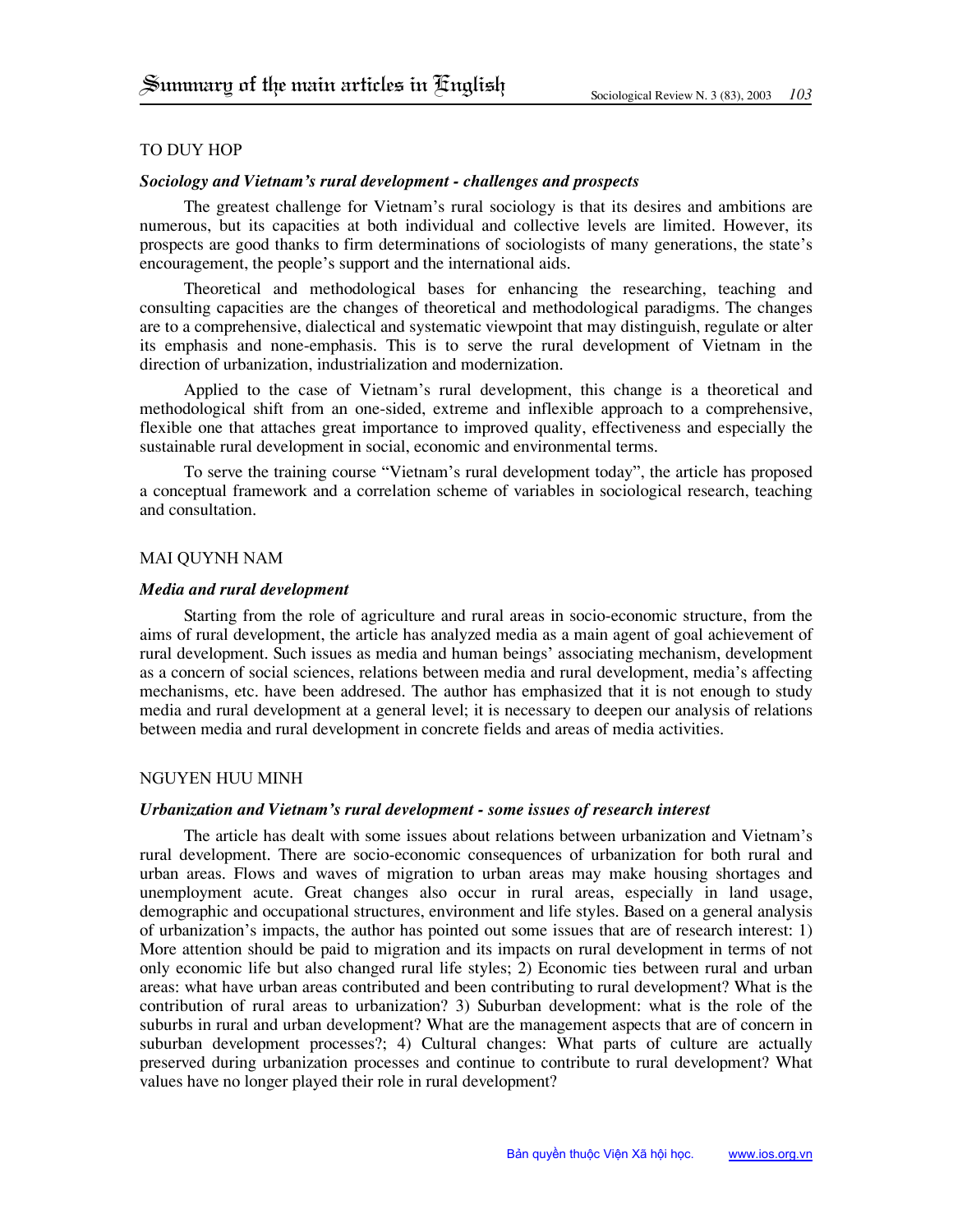# Summary of the main articles in English

TO DUY HOP

***Sociology and Vietnam's rural development - challenges and prospects***

The greatest challenge for Vietnam's rural sociology is that its desires and ambitions are numerous, but its capacities at both individual and collective levels are limited. However, its prospects are good thanks to firm determinations of sociologists of many generations, the state's encouragement, the people's support and the international aids.

Theoretical and methodological bases for enhancing the researching, teaching and consulting capacities are the changes of theoretical and methodological paradigms. The changes are to a comprehensive, dialectical and systematic viewpoint that may distinguish, regulate or alter its emphasis and none-emphasis. This is to serve the rural development of Vietnam in the direction of urbanization, industrialization and modernization.

Applied to the case of Vietnam's rural development, this change is a theoretical and methodological shift from an one-sided, extreme and inflexible approach to a comprehensive, flexible one that attaches great importance to improved quality, effectiveness and especially the sustainable rural development in social, economic and environmental terms.

To serve the training course "Vietnam's rural development today", the article has proposed a conceptual framework and a correlation scheme of variables in sociological research, teaching and consultation.

MAI QUYNH NAM

***Media and rural development***

Starting from the role of agriculture and rural areas in socio-economic structure, from the aims of rural development, the article has analyzed media as a main agent of goal achievement of rural development. Such issues as media and human beings' associating mechanism, development as a concern of social sciences, relations between media and rural development, media's affecting mechanisms, etc. have been addresed. The author has emphasized that it is not enough to study media and rural development at a general level; it is necessary to deepen our analysis of relations between media and rural development in concrete fields and areas of media activities.

NGUYEN HUU MINH

***Urbanization and Vietnam's rural development - some issues of research interest***

The article has dealt with some issues about relations between urbanization and Vietnam's rural development. There are socio-economic consequences of urbanization for both rural and urban areas. Flows and waves of migration to urban areas may make housing shortages and unemployment acute. Great changes also occur in rural areas, especially in land usage, demographic and occupational structures, environment and life styles. Based on a general analysis of urbanization's impacts, the author has pointed out some issues that are of research interest: 1) More attention should be paid to migration and its impacts on rural development in terms of not only economic life but also changed rural life styles; 2) Economic ties between rural and urban areas: what have urban areas contributed and been contributing to rural development? What is the contribution of rural areas to urbanization? 3) Suburban development: what is the role of the suburbs in rural and urban development? What are the management aspects that are of concern in suburban development processes?; 4) Cultural changes: What parts of culture are actually preserved during urbanization processes and continue to contribute to rural development? What values have no longer played their role in rural development?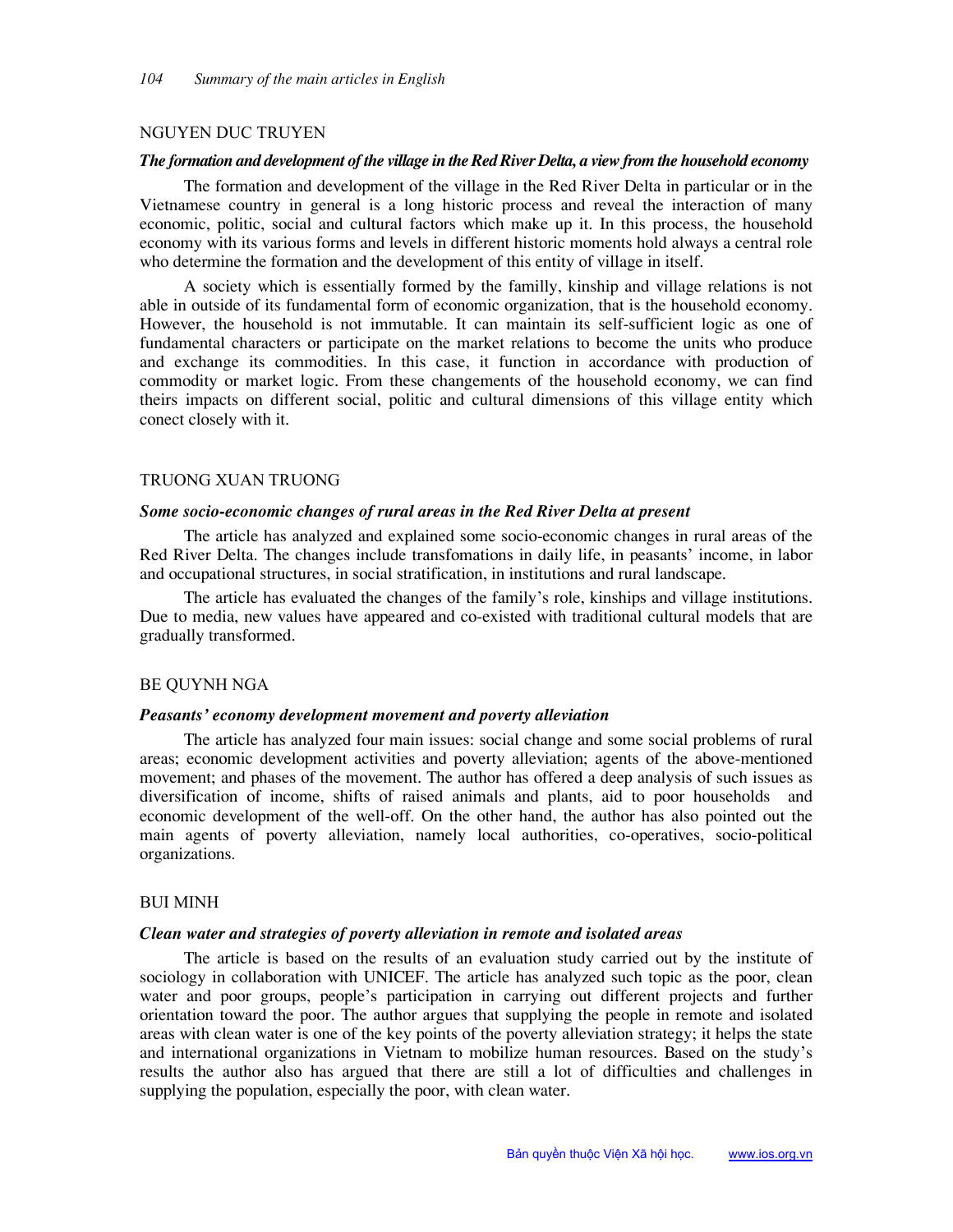NGUYEN DUC TRUYEN

***The formation and development of the village in the Red River Delta, a view from the household economy***

The formation and development of the village in the Red River Delta in particular or in the Vietnamese country in general is a long historic process and reveal the interaction of many economic, politic, social and cultural factors which make up it. In this process, the household economy with its various forms and levels in different historic moments hold always a central role who determine the formation and the development of this entity of village in itself.

A society which is essentially formed by the familly, kinship and village relations is not able in outside of its fundamental form of economic organization, that is the household economy. However, the household is not immutable. It can maintain its self-sufficient logic as one of fundamental characters or participate on the market relations to become the units who produce and exchange its commodities. In this case, it function in accordance with production of commodity or market logic. From these changements of the household economy, we can find theirs impacts on different social, politic and cultural dimensions of this village entity which conect closely with it.

TRUONG XUAN TRUONG

***Some socio-economic changes of rural areas in the Red River Delta at present***

The article has analyzed and explained some socio-economic changes in rural areas of the Red River Delta. The changes include transfomations in daily life, in peasants' income, in labor and occupational structures, in social stratification, in institutions and rural landscape.

The article has evaluated the changes of the family's role, kinships and village institutions. Due to media, new values have appeared and co-existed with traditional cultural models that are gradually transformed.

BE QUYNH NGA

***Peasants' economy development movement and poverty alleviation***

The article has analyzed four main issues: social change and some social problems of rural areas; economic development activities and poverty alleviation; agents of the above-mentioned movement; and phases of the movement. The author has offered a deep analysis of such issues as diversification of income, shifts of raised animals and plants, aid to poor households and economic development of the well-off. On the other hand, the author has also pointed out the main agents of poverty alleviation, namely local authorities, co-operatives, socio-political organizations.

BUI MINH

***Clean water and strategies of poverty alleviation in remote and isolated areas***

The article is based on the results of an evaluation study carried out by the institute of sociology in collaboration with UNICEF. The article has analyzed such topic as the poor, clean water and poor groups, people's participation in carrying out different projects and further orientation toward the poor. The author argues that supplying the people in remote and isolated areas with clean water is one of the key points of the poverty alleviation strategy; it helps the state and international organizations in Vietnam to mobilize human resources. Based on the study's results the author also has argued that there are still a lot of difficulties and challenges in supplying the population, especially the poor, with clean water.